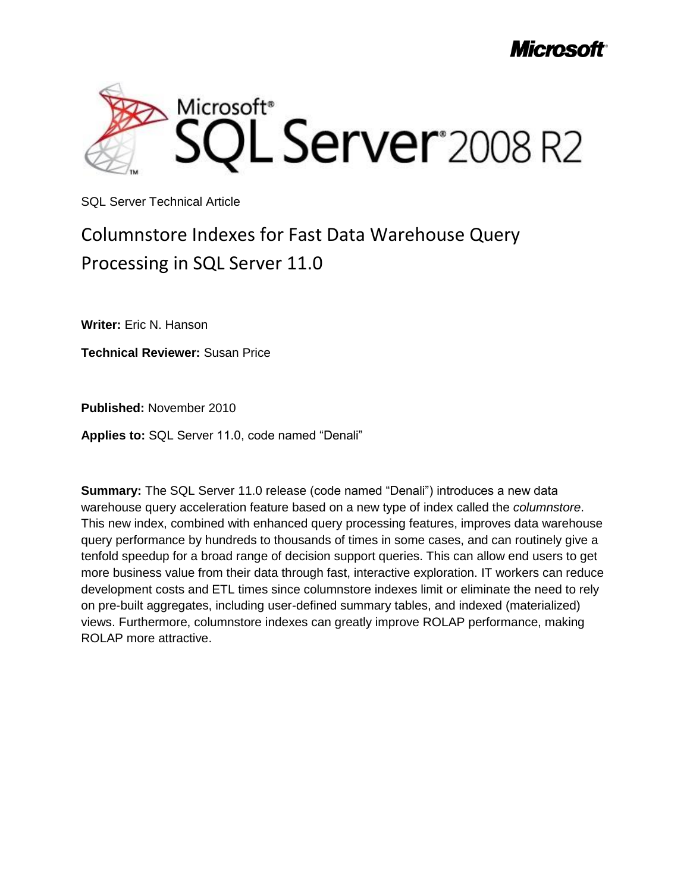SQL Server Technical Article

# Columnstore Indexes for Fast Data Warehouse Query Processing in SQL Server 11.0

**Writer:** Eric N. Hanson

**Technical Reviewer:** Susan Price

**Published:** November 2010

**Applies to:** SQL Server 11.0, code named "Denali"

**Summary:** The SQL Server 11.0 release (code named "Denali") introduces a new data warehouse query acceleration feature based on a new type of index called the *columnstore*. This new index, combined with enhanced query processing features, improves data warehouse query performance by hundreds to thousands of times in some cases, and can routinely give a tenfold speedup for a broad range of decision support queries. This can allow end users to get more business value from their data through fast, interactive exploration. IT workers can reduce development costs and ETL times since columnstore indexes limit or eliminate the need to rely on pre-built aggregates, including user-defined summary tables, and indexed (materialized) views. Furthermore, columnstore indexes can greatly improve ROLAP performance, making ROLAP more attractive.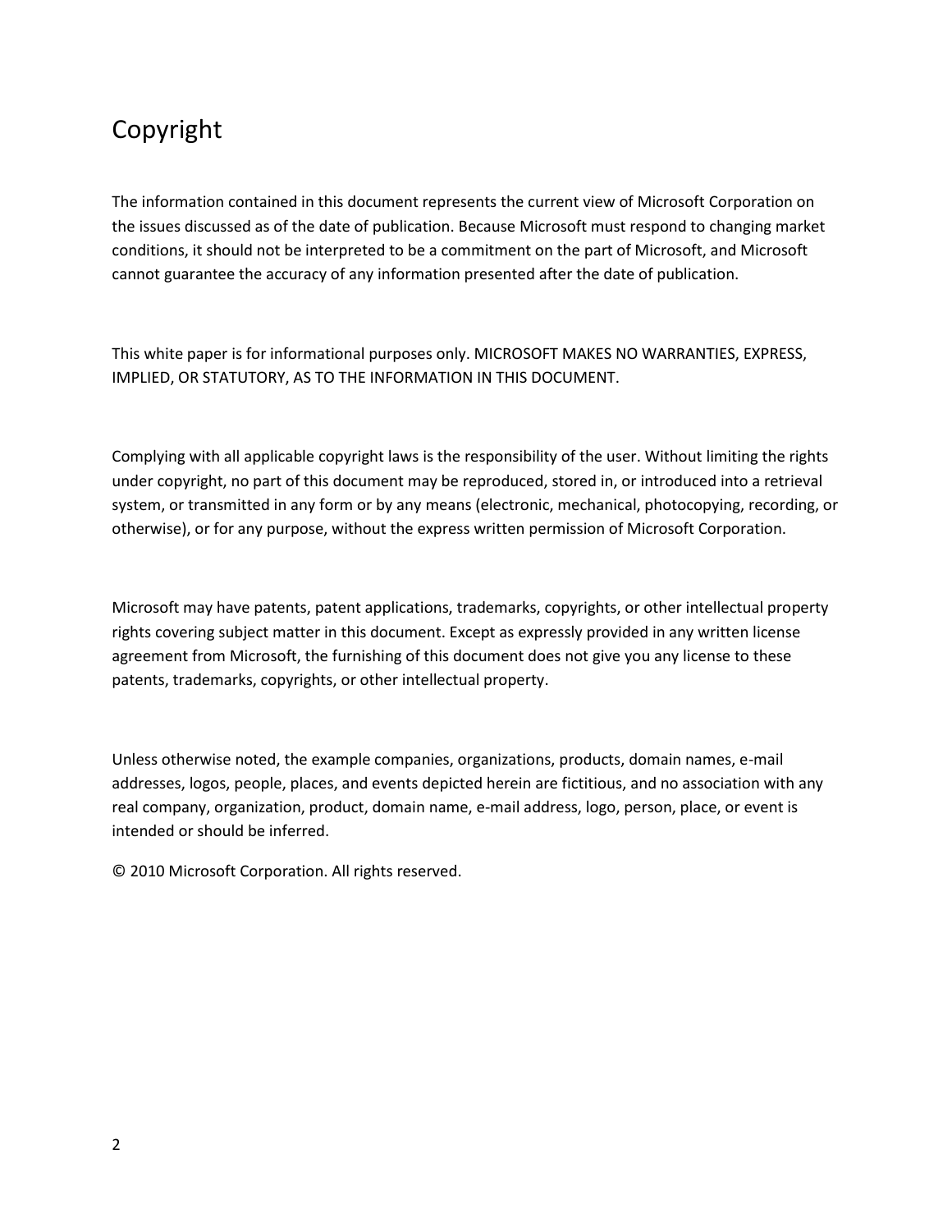# Copyright

The information contained in this document represents the current view of Microsoft Corporation on the issues discussed as of the date of publication. Because Microsoft must respond to changing market conditions, it should not be interpreted to be a commitment on the part of Microsoft, and Microsoft cannot guarantee the accuracy of any information presented after the date of publication.

This white paper is for informational purposes only. MICROSOFT MAKES NO WARRANTIES, EXPRESS, IMPLIED, OR STATUTORY, AS TO THE INFORMATION IN THIS DOCUMENT.

Complying with all applicable copyright laws is the responsibility of the user. Without limiting the rights under copyright, no part of this document may be reproduced, stored in, or introduced into a retrieval system, or transmitted in any form or by any means (electronic, mechanical, photocopying, recording, or otherwise), or for any purpose, without the express written permission of Microsoft Corporation.

Microsoft may have patents, patent applications, trademarks, copyrights, or other intellectual property rights covering subject matter in this document. Except as expressly provided in any written license agreement from Microsoft, the furnishing of this document does not give you any license to these patents, trademarks, copyrights, or other intellectual property.

Unless otherwise noted, the example companies, organizations, products, domain names, e-mail addresses, logos, people, places, and events depicted herein are fictitious, and no association with any real company, organization, product, domain name, e-mail address, logo, person, place, or event is intended or should be inferred.

© 2010 Microsoft Corporation. All rights reserved.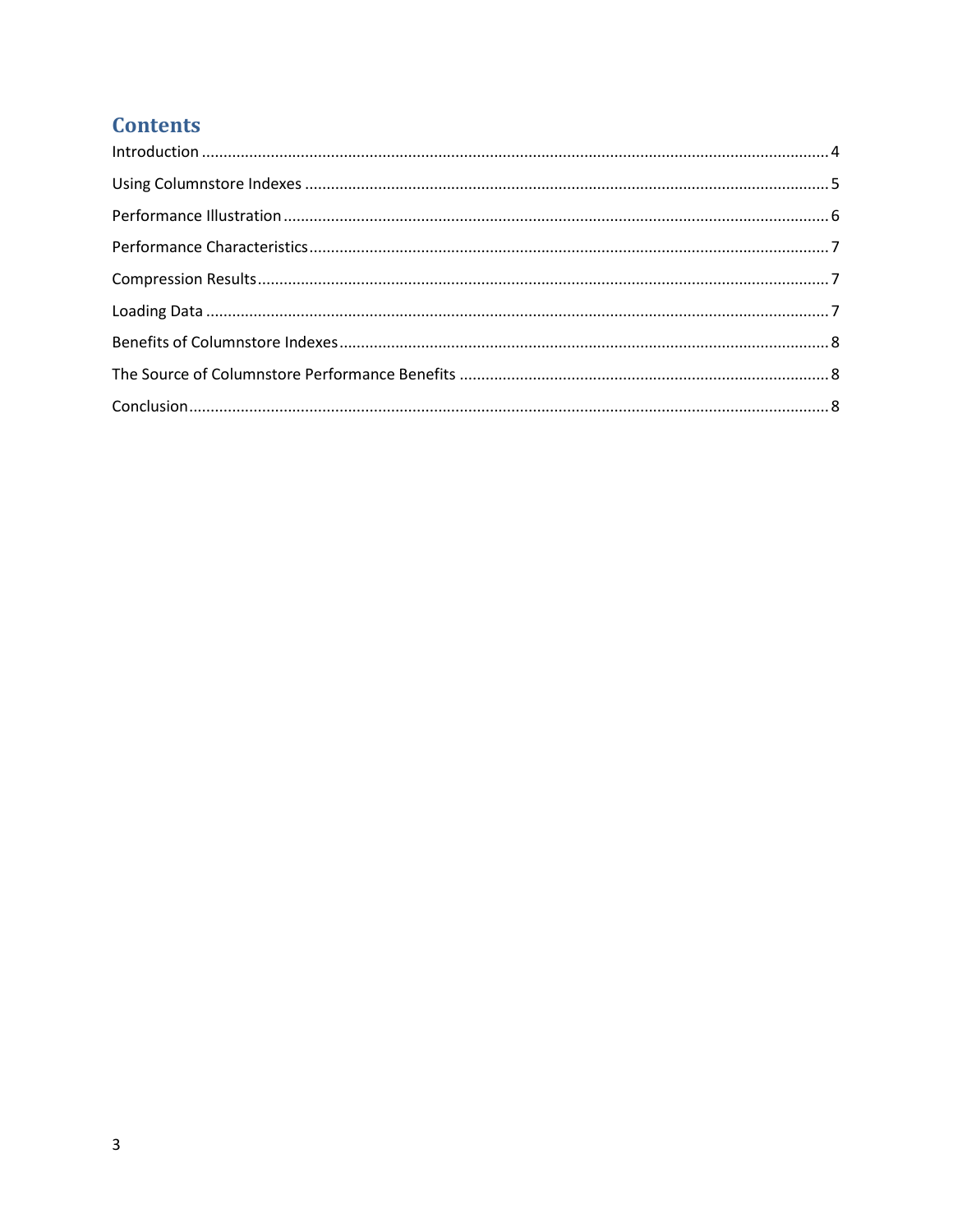# Contents

Introduction ........................................................................ 4

Using Columnstore Indexes ........................................................ 5

Performance Illustration .............................................................. 6

Performance Characteristics ......................................................... 7

Compression Results .................................................................... 7

Loading Data ................................................................................ 7

Benefits of Columnstore Indexes .................................................. 8

The Source of Columnstore Performance Benefits ......................... 8

Conclusion .................................................................................... 8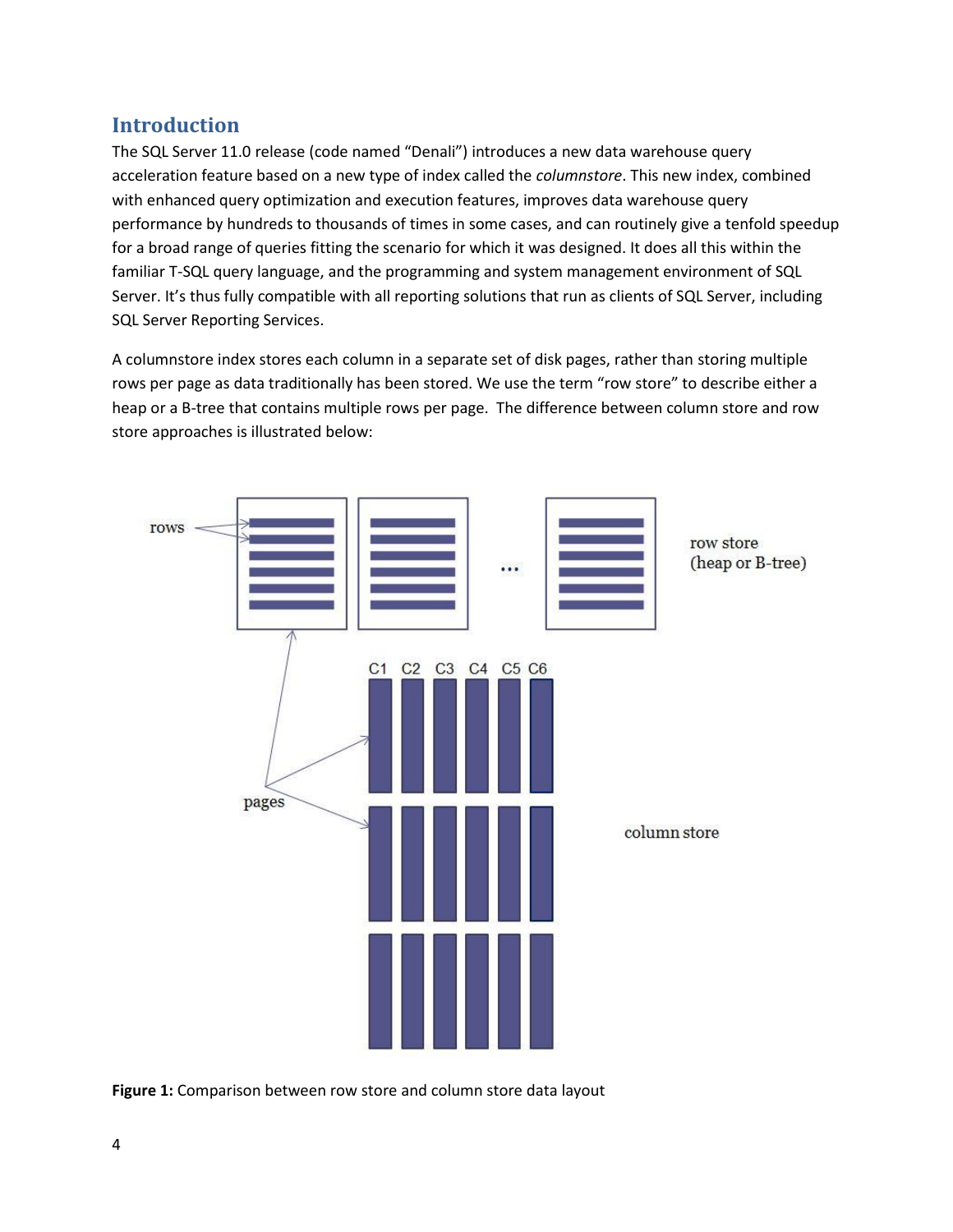## Introduction

The SQL Server 11.0 release (code named "Denali") introduces a new data warehouse query acceleration feature based on a new type of index called the *columnstore*. This new index, combined with enhanced query optimization and execution features, improves data warehouse query performance by hundreds to thousands of times in some cases, and can routinely give a tenfold speedup for a broad range of queries fitting the scenario for which it was designed. It does all this within the familiar T-SQL query language, and the programming and system management environment of SQL Server. It's thus fully compatible with all reporting solutions that run as clients of SQL Server, including SQL Server Reporting Services.

A columnstore index stores each column in a separate set of disk pages, rather than storing multiple rows per page as data traditionally has been stored. We use the term "row store" to describe either a heap or a B-tree that contains multiple rows per page. The difference between column store and row store approaches is illustrated below:

rows

row store
(heap or B-tree)

C1 C2 C3 C4 C5 C6

pages

column store

**Figure 1:** Comparison between row store and column store data layout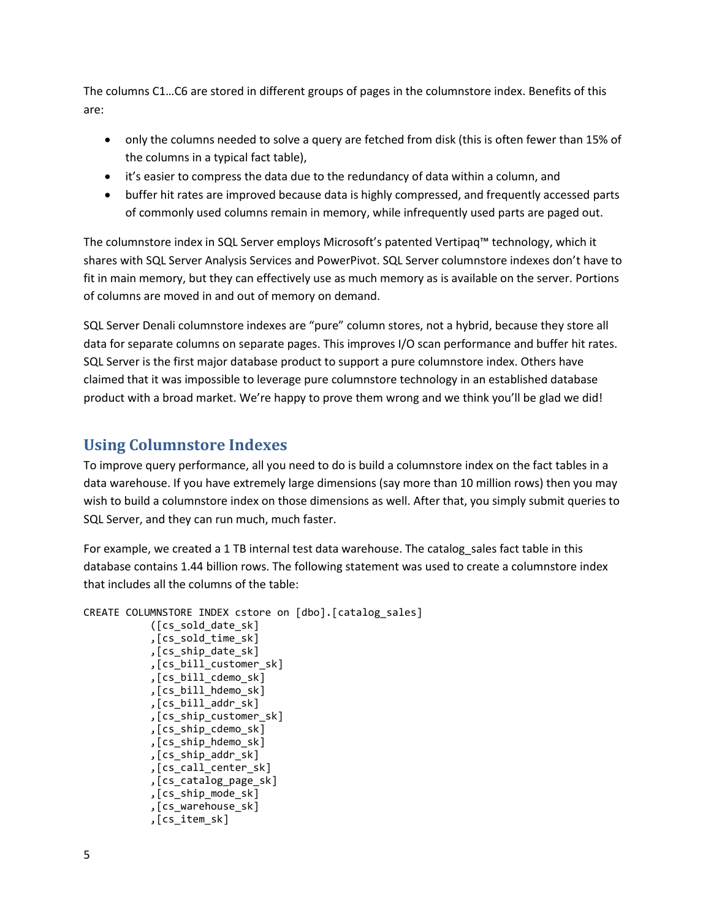The columns C1…C6 are stored in different groups of pages in the columnstore index. Benefits of this are:

- only the columns needed to solve a query are fetched from disk (this is often fewer than 15% of the columns in a typical fact table),
- it's easier to compress the data due to the redundancy of data within a column, and
- buffer hit rates are improved because data is highly compressed, and frequently accessed parts of commonly used columns remain in memory, while infrequently used parts are paged out.

The columnstore index in SQL Server employs Microsoft's patented Vertipaq™ technology, which it shares with SQL Server Analysis Services and PowerPivot. SQL Server columnstore indexes don't have to fit in main memory, but they can effectively use as much memory as is available on the server. Portions of columns are moved in and out of memory on demand.

SQL Server Denali columnstore indexes are "pure" column stores, not a hybrid, because they store all data for separate columns on separate pages. This improves I/O scan performance and buffer hit rates. SQL Server is the first major database product to support a pure columnstore index. Others have claimed that it was impossible to leverage pure columnstore technology in an established database product with a broad market. We're happy to prove them wrong and we think you'll be glad we did!

## Using Columnstore Indexes

To improve query performance, all you need to do is build a columnstore index on the fact tables in a data warehouse. If you have extremely large dimensions (say more than 10 million rows) then you may wish to build a columnstore index on those dimensions as well. After that, you simply submit queries to SQL Server, and they can run much, much faster.

For example, we created a 1 TB internal test data warehouse. The catalog_sales fact table in this database contains 1.44 billion rows. The following statement was used to create a columnstore index that includes all the columns of the table:

```
CREATE COLUMNSTORE INDEX cstore on [dbo].[catalog_sales]
           ([cs_sold_date_sk]
           ,[cs_sold_time_sk]
           ,[cs_ship_date_sk]
           ,[cs_bill_customer_sk]
           ,[cs_bill_cdemo_sk]
           ,[cs_bill_hdemo_sk]
           ,[cs_bill_addr_sk]
           ,[cs_ship_customer_sk]
           ,[cs_ship_cdemo_sk]
           ,[cs_ship_hdemo_sk]
           ,[cs_ship_addr_sk]
           ,[cs_call_center_sk]
           ,[cs_catalog_page_sk]
           ,[cs_ship_mode_sk]
           ,[cs_warehouse_sk]
           ,[cs_item_sk]
```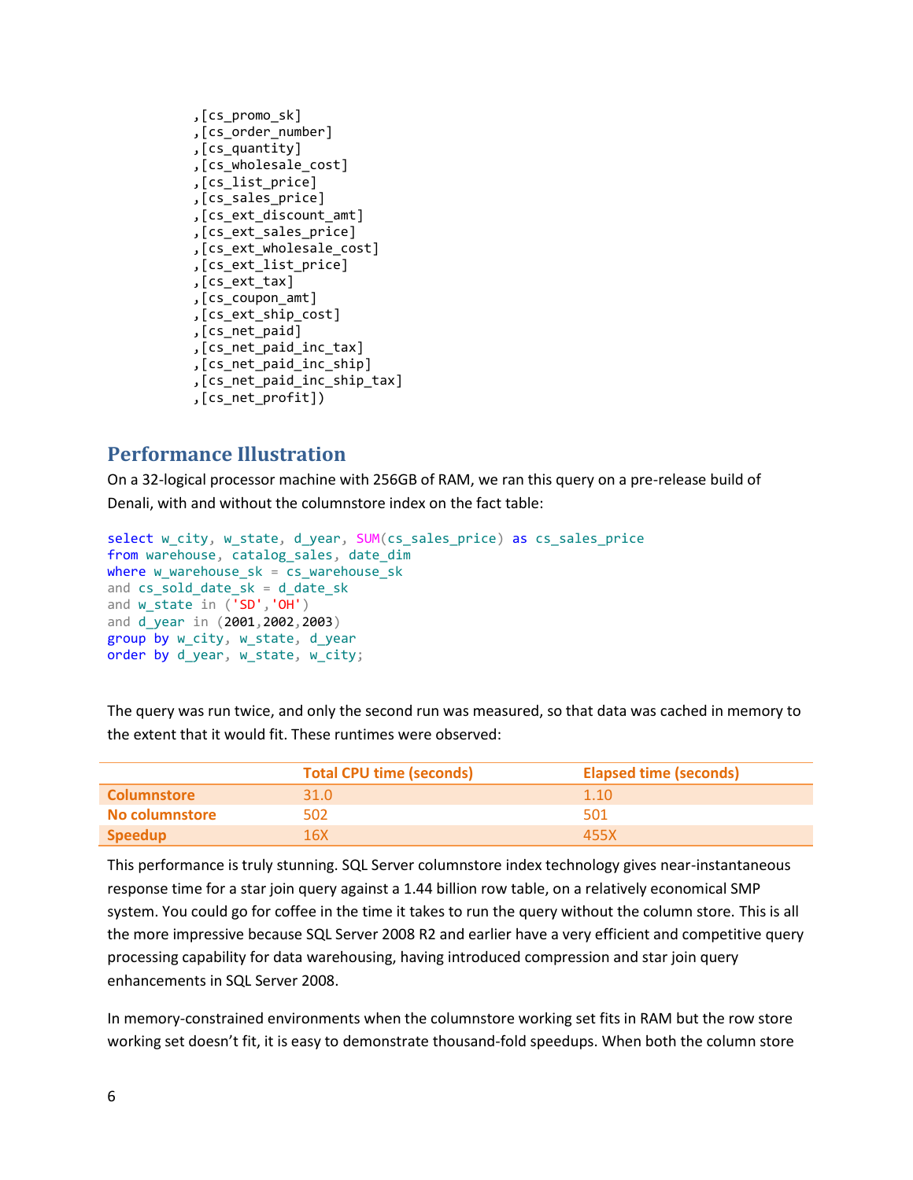```
,[cs_promo_sk]
,[cs_order_number]
,[cs_quantity]
,[cs_wholesale_cost]
,[cs_list_price]
,[cs_sales_price]
,[cs_ext_discount_amt]
,[cs_ext_sales_price]
,[cs_ext_wholesale_cost]
,[cs_ext_list_price]
,[cs_ext_tax]
,[cs_coupon_amt]
,[cs_ext_ship_cost]
,[cs_net_paid]
,[cs_net_paid_inc_tax]
,[cs_net_paid_inc_ship]
,[cs_net_paid_inc_ship_tax]
,[cs_net_profit])
```

## Performance Illustration

On a 32-logical processor machine with 256GB of RAM, we ran this query on a pre-release build of Denali, with and without the columnstore index on the fact table:

```
select w_city, w_state, d_year, SUM(cs_sales_price) as cs_sales_price
from warehouse, catalog_sales, date_dim
where w_warehouse_sk = cs_warehouse_sk
and cs_sold_date_sk = d_date_sk
and w_state in ('SD','OH')
and d_year in (2001,2002,2003)
group by w_city, w_state, d_year
order by d_year, w_state, w_city;
```

The query was run twice, and only the second run was measured, so that data was cached in memory to the extent that it would fit. These runtimes were observed:

| | Total CPU time (seconds) | Elapsed time (seconds) |
|---|---|---|
| **Columnstore** | 31.0 | 1.10 |
| **No columnstore** | 502 | 501 |
| **Speedup** | 16X | 455X |

This performance is truly stunning. SQL Server columnstore index technology gives near-instantaneous response time for a star join query against a 1.44 billion row table, on a relatively economical SMP system. You could go for coffee in the time it takes to run the query without the column store. This is all the more impressive because SQL Server 2008 R2 and earlier have a very efficient and competitive query processing capability for data warehousing, having introduced compression and star join query enhancements in SQL Server 2008.

In memory-constrained environments when the columnstore working set fits in RAM but the row store working set doesn't fit, it is easy to demonstrate thousand-fold speedups. When both the column store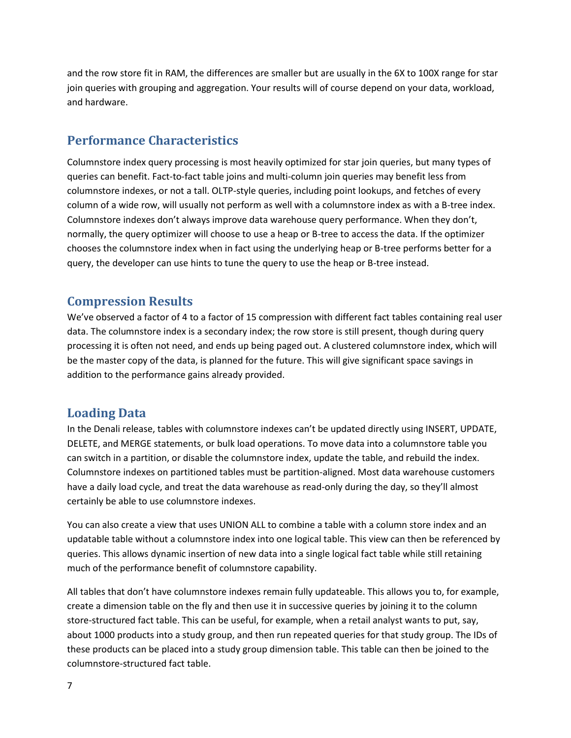and the row store fit in RAM, the differences are smaller but are usually in the 6X to 100X range for star join queries with grouping and aggregation. Your results will of course depend on your data, workload, and hardware.

## Performance Characteristics

Columnstore index query processing is most heavily optimized for star join queries, but many types of queries can benefit. Fact-to-fact table joins and multi-column join queries may benefit less from columnstore indexes, or not a tall. OLTP-style queries, including point lookups, and fetches of every column of a wide row, will usually not perform as well with a columnstore index as with a B-tree index. Columnstore indexes don't always improve data warehouse query performance. When they don't, normally, the query optimizer will choose to use a heap or B-tree to access the data. If the optimizer chooses the columnstore index when in fact using the underlying heap or B-tree performs better for a query, the developer can use hints to tune the query to use the heap or B-tree instead.

## Compression Results

We've observed a factor of 4 to a factor of 15 compression with different fact tables containing real user data. The columnstore index is a secondary index; the row store is still present, though during query processing it is often not need, and ends up being paged out. A clustered columnstore index, which will be the master copy of the data, is planned for the future. This will give significant space savings in addition to the performance gains already provided.

## Loading Data

In the Denali release, tables with columnstore indexes can't be updated directly using INSERT, UPDATE, DELETE, and MERGE statements, or bulk load operations. To move data into a columnstore table you can switch in a partition, or disable the columnstore index, update the table, and rebuild the index. Columnstore indexes on partitioned tables must be partition-aligned. Most data warehouse customers have a daily load cycle, and treat the data warehouse as read-only during the day, so they'll almost certainly be able to use columnstore indexes.

You can also create a view that uses UNION ALL to combine a table with a column store index and an updatable table without a columnstore index into one logical table. This view can then be referenced by queries. This allows dynamic insertion of new data into a single logical fact table while still retaining much of the performance benefit of columnstore capability.

All tables that don't have columnstore indexes remain fully updateable. This allows you to, for example, create a dimension table on the fly and then use it in successive queries by joining it to the column store-structured fact table. This can be useful, for example, when a retail analyst wants to put, say, about 1000 products into a study group, and then run repeated queries for that study group. The IDs of these products can be placed into a study group dimension table. This table can then be joined to the columnstore-structured fact table.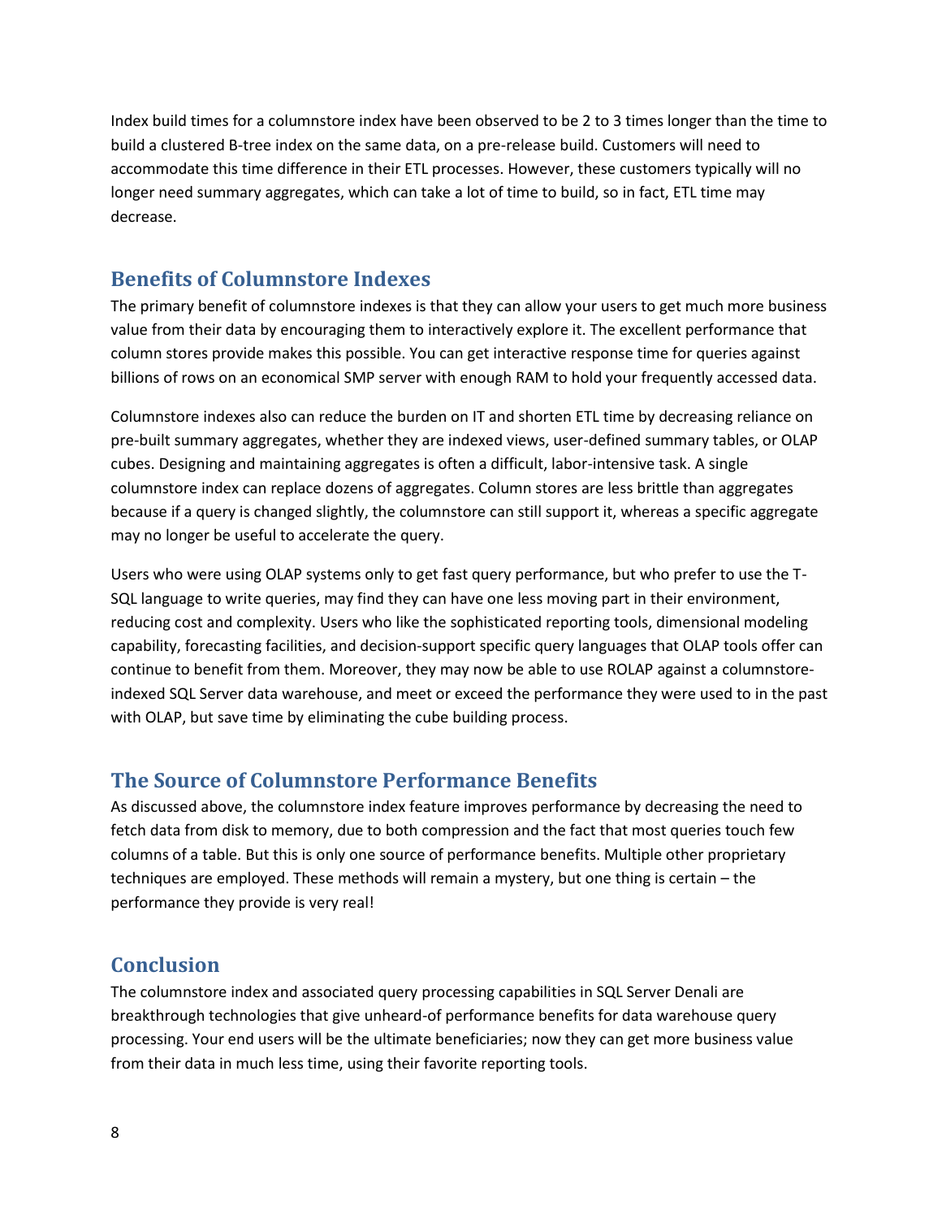Index build times for a columnstore index have been observed to be 2 to 3 times longer than the time to build a clustered B-tree index on the same data, on a pre-release build. Customers will need to accommodate this time difference in their ETL processes. However, these customers typically will no longer need summary aggregates, which can take a lot of time to build, so in fact, ETL time may decrease.

## Benefits of Columnstore Indexes

The primary benefit of columnstore indexes is that they can allow your users to get much more business value from their data by encouraging them to interactively explore it. The excellent performance that column stores provide makes this possible. You can get interactive response time for queries against billions of rows on an economical SMP server with enough RAM to hold your frequently accessed data.

Columnstore indexes also can reduce the burden on IT and shorten ETL time by decreasing reliance on pre-built summary aggregates, whether they are indexed views, user-defined summary tables, or OLAP cubes. Designing and maintaining aggregates is often a difficult, labor-intensive task. A single columnstore index can replace dozens of aggregates. Column stores are less brittle than aggregates because if a query is changed slightly, the columnstore can still support it, whereas a specific aggregate may no longer be useful to accelerate the query.

Users who were using OLAP systems only to get fast query performance, but who prefer to use the T-SQL language to write queries, may find they can have one less moving part in their environment, reducing cost and complexity. Users who like the sophisticated reporting tools, dimensional modeling capability, forecasting facilities, and decision-support specific query languages that OLAP tools offer can continue to benefit from them. Moreover, they may now be able to use ROLAP against a columnstore-indexed SQL Server data warehouse, and meet or exceed the performance they were used to in the past with OLAP, but save time by eliminating the cube building process.

## The Source of Columnstore Performance Benefits

As discussed above, the columnstore index feature improves performance by decreasing the need to fetch data from disk to memory, due to both compression and the fact that most queries touch few columns of a table. But this is only one source of performance benefits. Multiple other proprietary techniques are employed. These methods will remain a mystery, but one thing is certain – the performance they provide is very real!

## Conclusion

The columnstore index and associated query processing capabilities in SQL Server Denali are breakthrough technologies that give unheard-of performance benefits for data warehouse query processing. Your end users will be the ultimate beneficiaries; now they can get more business value from their data in much less time, using their favorite reporting tools.